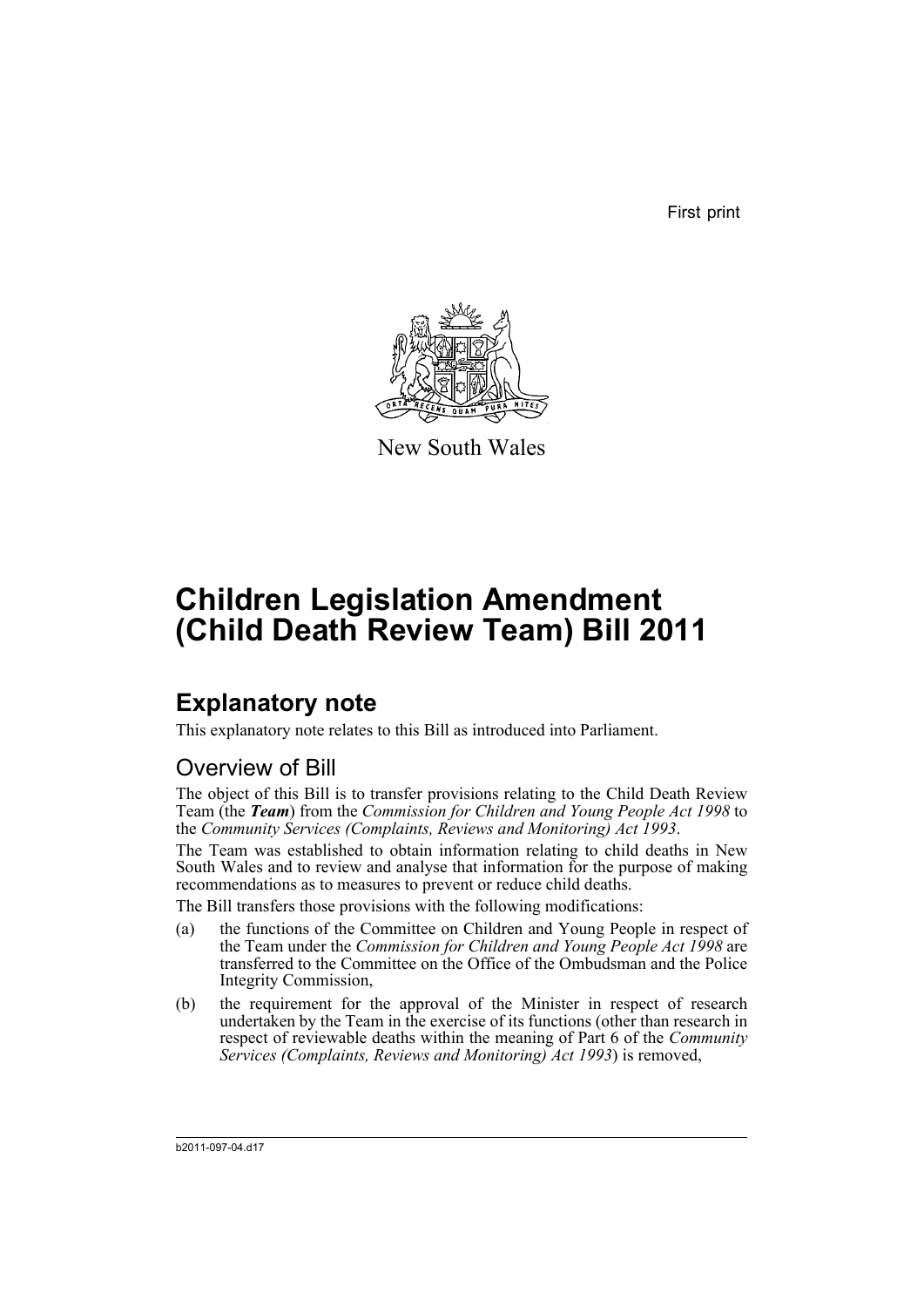First print

New South Wales

# Children Legislation Amendment (Child Death Review Team) Bill 2011

## Explanatory note

This explanatory note relates to this Bill as introduced into Parliament.

### Overview of Bill

The object of this Bill is to transfer provisions relating to the Child Death Review Team (the ***Team***) from the *Commission for Children and Young People Act 1998* to the *Community Services (Complaints, Reviews and Monitoring) Act 1993*.

The Team was established to obtain information relating to child deaths in New South Wales and to review and analyse that information for the purpose of making recommendations as to measures to prevent or reduce child deaths.

The Bill transfers those provisions with the following modifications:

(a) the functions of the Committee on Children and Young People in respect of the Team under the *Commission for Children and Young People Act 1998* are transferred to the Committee on the Office of the Ombudsman and the Police Integrity Commission,

(b) the requirement for the approval of the Minister in respect of research undertaken by the Team in the exercise of its functions (other than research in respect of reviewable deaths within the meaning of Part 6 of the *Community Services (Complaints, Reviews and Monitoring) Act 1993*) is removed,

b2011-097-04.d17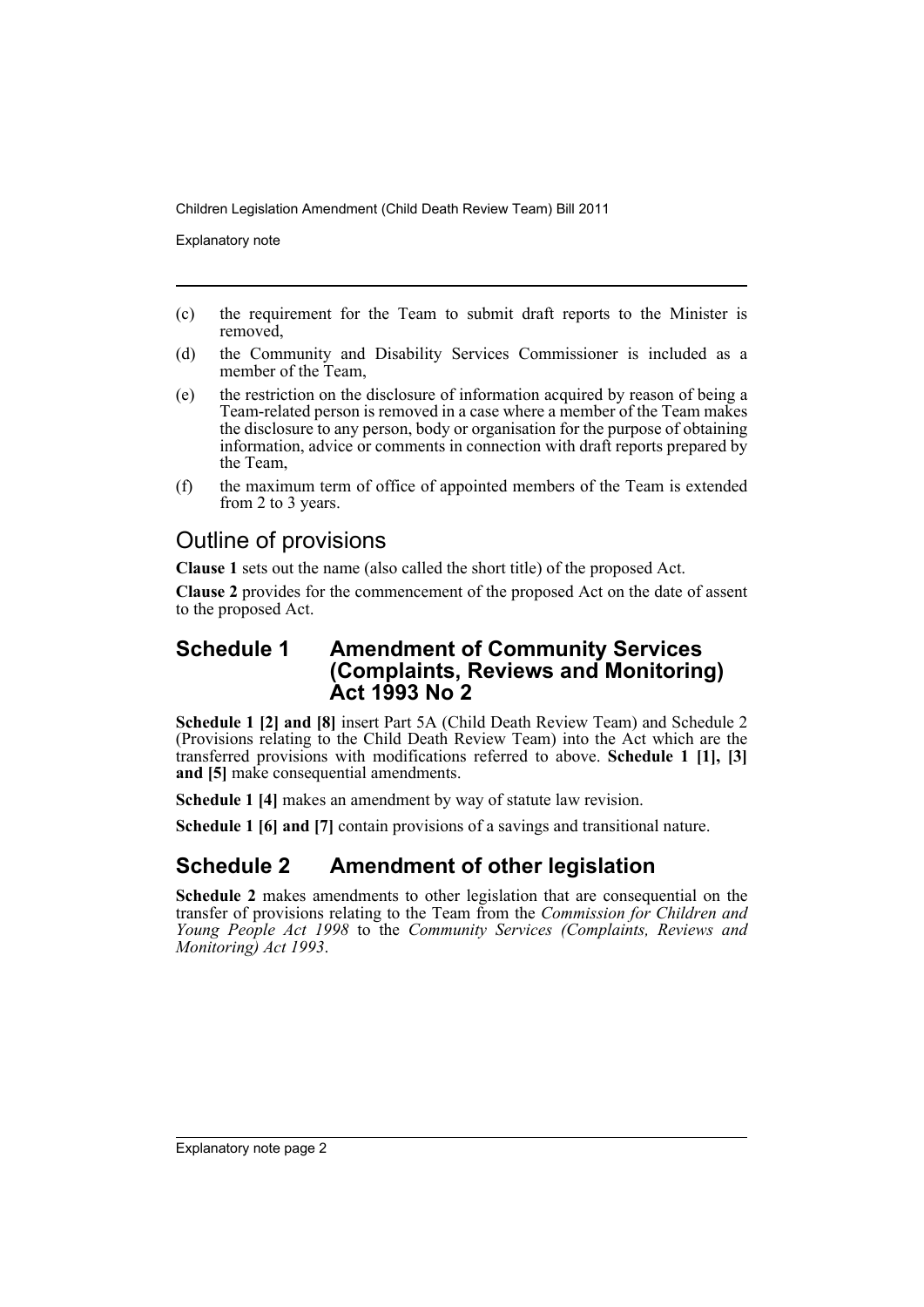(c) the requirement for the Team to submit draft reports to the Minister is removed,

(d) the Community and Disability Services Commissioner is included as a member of the Team,

(e) the restriction on the disclosure of information acquired by reason of being a Team-related person is removed in a case where a member of the Team makes the disclosure to any person, body or organisation for the purpose of obtaining information, advice or comments in connection with draft reports prepared by the Team,

(f) the maximum term of office of appointed members of the Team is extended from 2 to 3 years.

## Outline of provisions

**Clause 1** sets out the name (also called the short title) of the proposed Act.

**Clause 2** provides for the commencement of the proposed Act on the date of assent to the proposed Act.

## Schedule 1 Amendment of Community Services (Complaints, Reviews and Monitoring) Act 1993 No 2

**Schedule 1 [2] and [8]** insert Part 5A (Child Death Review Team) and Schedule 2 (Provisions relating to the Child Death Review Team) into the Act which are the transferred provisions with modifications referred to above. **Schedule 1 [1], [3] and [5]** make consequential amendments.

**Schedule 1 [4]** makes an amendment by way of statute law revision.

**Schedule 1 [6] and [7]** contain provisions of a savings and transitional nature.

## Schedule 2 Amendment of other legislation

**Schedule 2** makes amendments to other legislation that are consequential on the transfer of provisions relating to the Team from the *Commission for Children and Young People Act 1998* to the *Community Services (Complaints, Reviews and Monitoring) Act 1993*.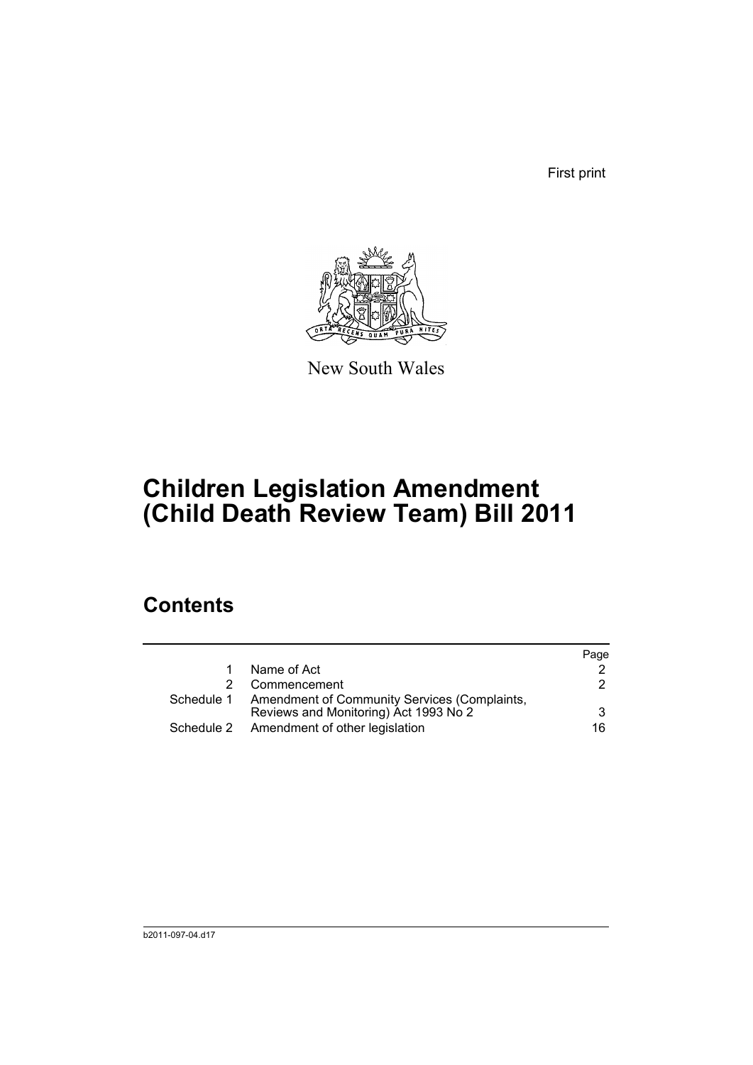First print

New South Wales

# Children Legislation Amendment (Child Death Review Team) Bill 2011

## Contents

| | | Page |
|---|---|---|
| 1 | Name of Act | 2 |
| 2 | Commencement | 2 |
| Schedule 1 | Amendment of Community Services (Complaints, Reviews and Monitoring) Act 1993 No 2 | 3 |
| Schedule 2 | Amendment of other legislation | 16 |

b2011-097-04.d17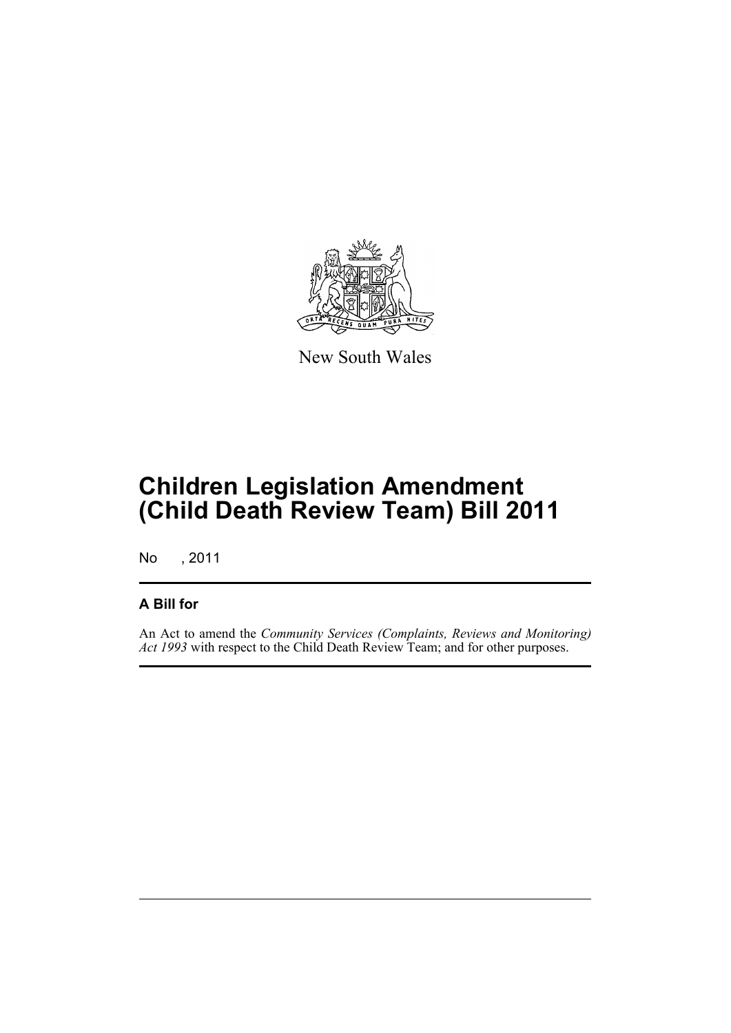New South Wales

# Children Legislation Amendment (Child Death Review Team) Bill 2011

No , 2011

## A Bill for

An Act to amend the *Community Services (Complaints, Reviews and Monitoring) Act 1993* with respect to the Child Death Review Team; and for other purposes.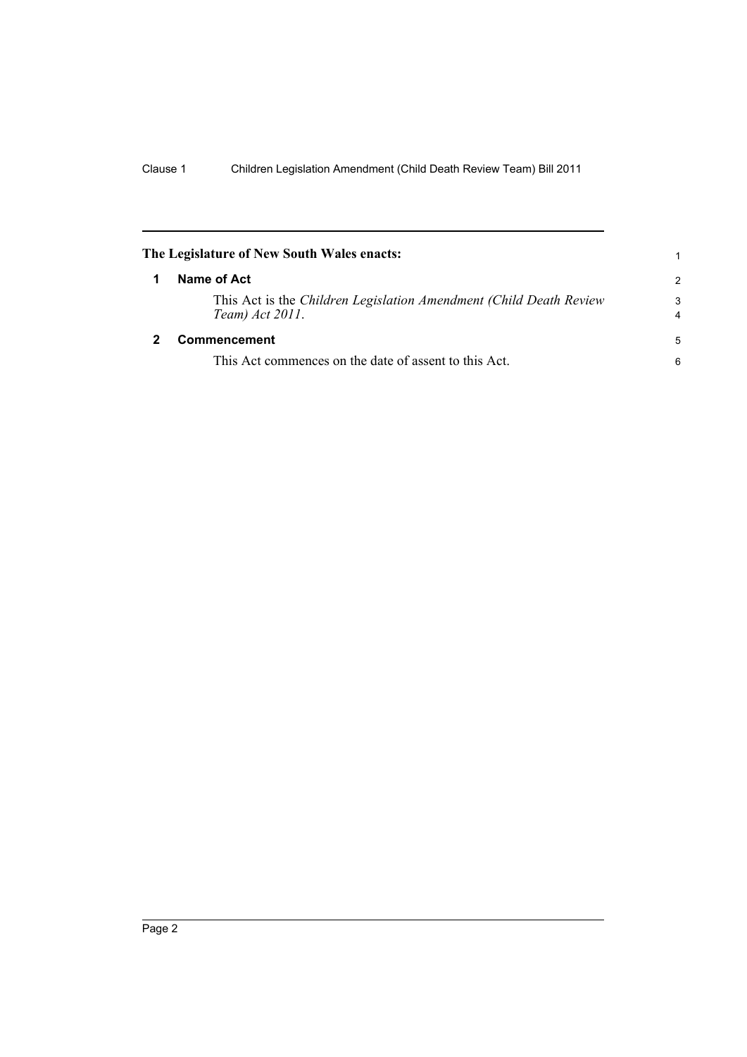**The Legislature of New South Wales enacts:**

## 1 Name of Act

This Act is the *Children Legislation Amendment (Child Death Review Team) Act 2011*.

## 2 Commencement

This Act commences on the date of assent to this Act.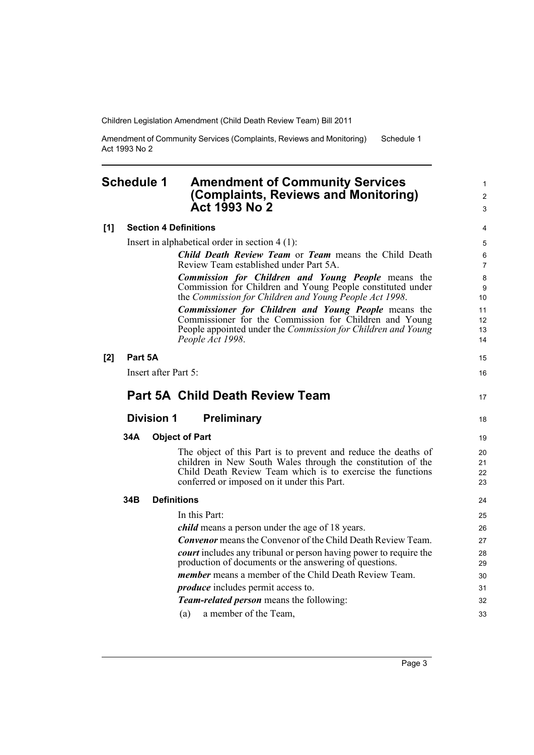## Schedule 1 Amendment of Community Services (Complaints, Reviews and Monitoring) Act 1993 No 2

**[1] Section 4 Definitions**

Insert in alphabetical order in section 4 (1):

> ***Child Death Review Team*** or ***Team*** means the Child Death Review Team established under Part 5A.
>
> ***Commission for Children and Young People*** means the Commission for Children and Young People constituted under the *Commission for Children and Young People Act 1998*.
>
> ***Commissioner for Children and Young People*** means the Commissioner for the Commission for Children and Young People appointed under the *Commission for Children and Young People Act 1998*.

**[2] Part 5A**

Insert after Part 5:

## Part 5A Child Death Review Team

### Division 1 Preliminary

**34A Object of Part**

The object of this Part is to prevent and reduce the deaths of children in New South Wales through the constitution of the Child Death Review Team which is to exercise the functions conferred or imposed on it under this Part.

**34B Definitions**

In this Part:

***child*** means a person under the age of 18 years.

***Convenor*** means the Convenor of the Child Death Review Team.

***court*** includes any tribunal or person having power to require the production of documents or the answering of questions.

***member*** means a member of the Child Death Review Team.

***produce*** includes permit access to.

***Team-related person*** means the following:

(a) a member of the Team,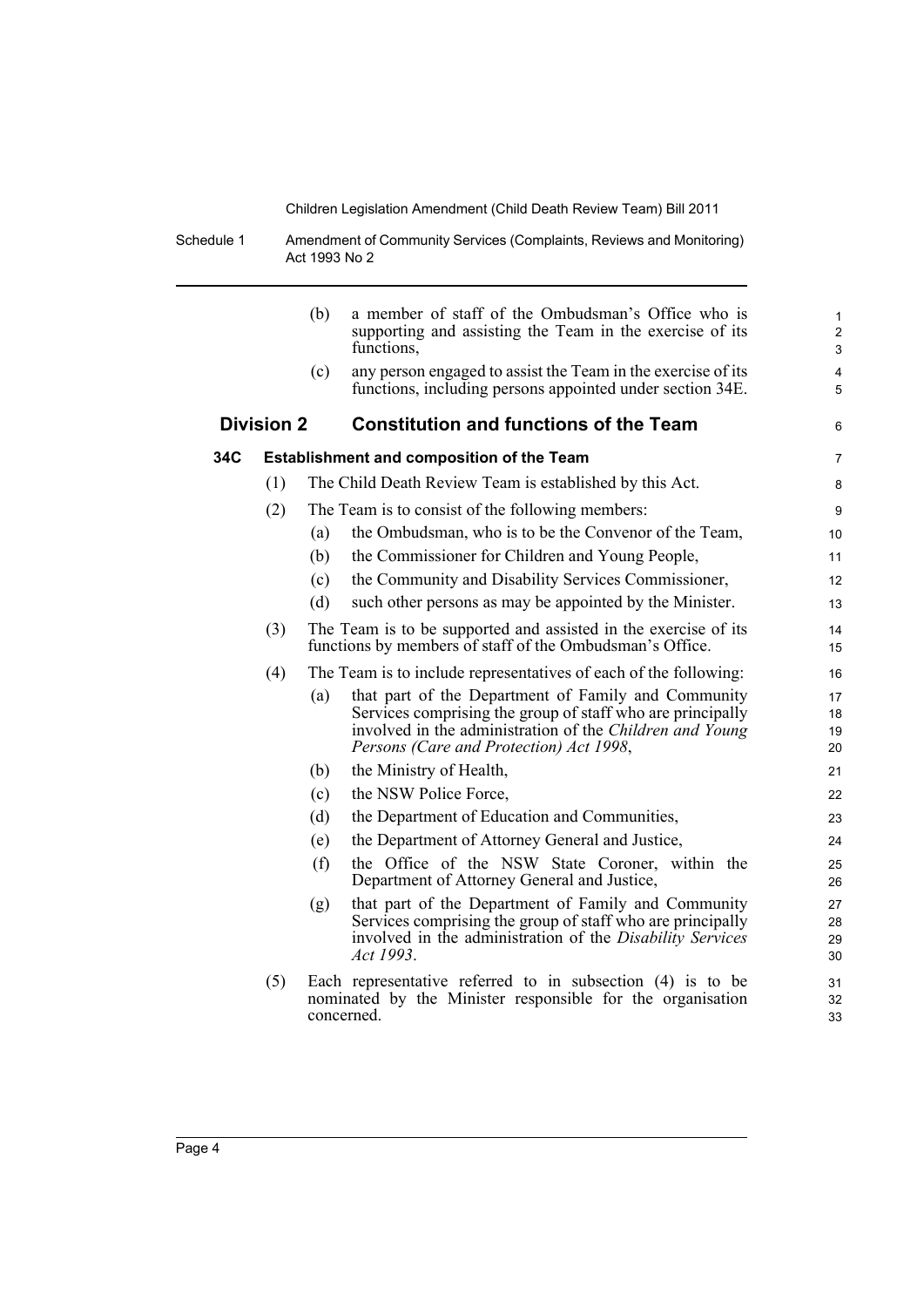(b) a member of staff of the Ombudsman's Office who is supporting and assisting the Team in the exercise of its functions,

(c) any person engaged to assist the Team in the exercise of its functions, including persons appointed under section 34E.

## Division 2 Constitution and functions of the Team

### 34C Establishment and composition of the Team

(1) The Child Death Review Team is established by this Act.

(2) The Team is to consist of the following members:

(a) the Ombudsman, who is to be the Convenor of the Team,

(b) the Commissioner for Children and Young People,

(c) the Community and Disability Services Commissioner,

(d) such other persons as may be appointed by the Minister.

(3) The Team is to be supported and assisted in the exercise of its functions by members of staff of the Ombudsman's Office.

(4) The Team is to include representatives of each of the following:

(a) that part of the Department of Family and Community Services comprising the group of staff who are principally involved in the administration of the *Children and Young Persons (Care and Protection) Act 1998*,

(b) the Ministry of Health,

(c) the NSW Police Force,

(d) the Department of Education and Communities,

(e) the Department of Attorney General and Justice,

(f) the Office of the NSW State Coroner, within the Department of Attorney General and Justice,

(g) that part of the Department of Family and Community Services comprising the group of staff who are principally involved in the administration of the *Disability Services Act 1993*.

(5) Each representative referred to in subsection (4) is to be nominated by the Minister responsible for the organisation concerned.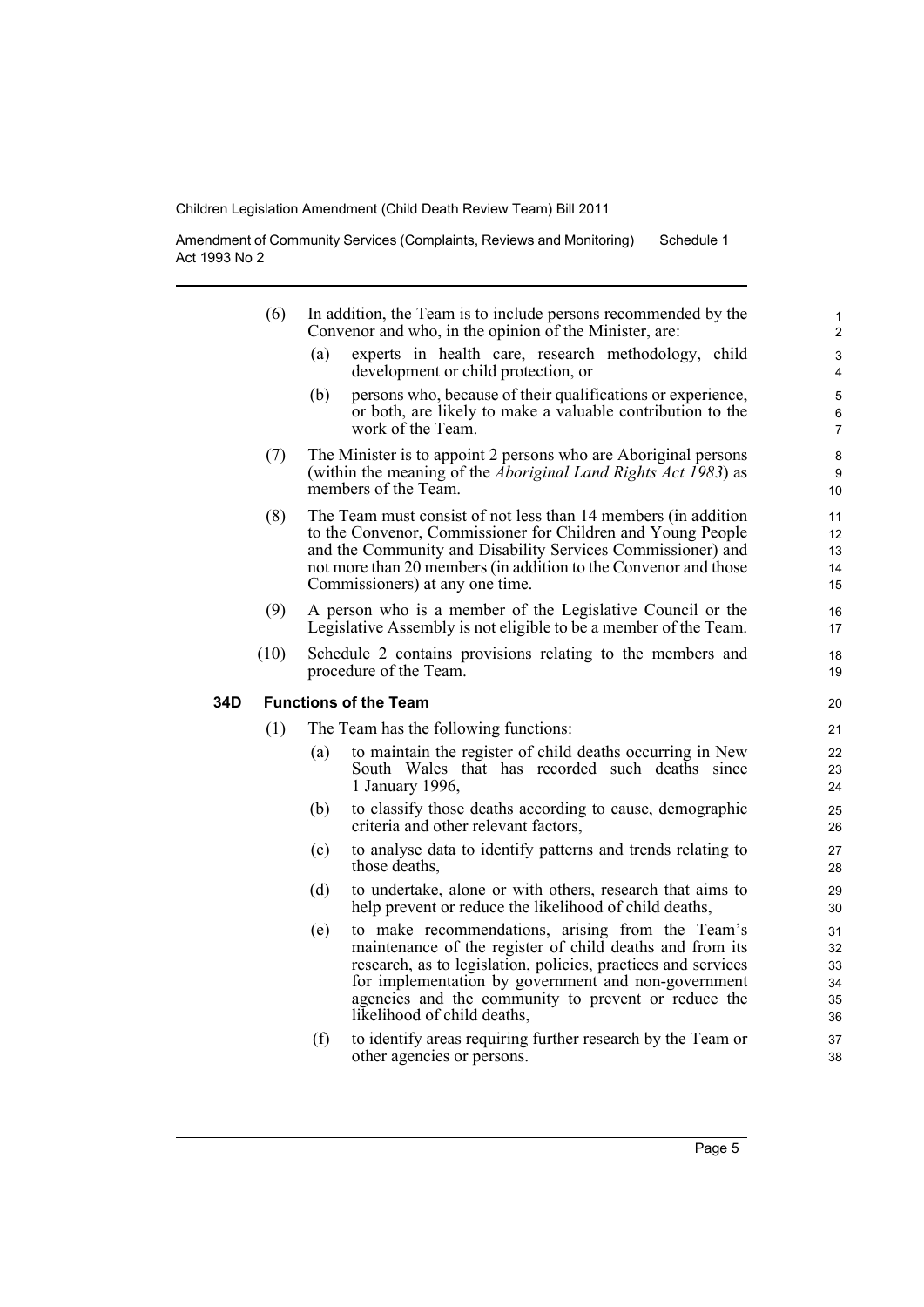(6) In addition, the Team is to include persons recommended by the Convenor and who, in the opinion of the Minister, are:

(a) experts in health care, research methodology, child development or child protection, or

(b) persons who, because of their qualifications or experience, or both, are likely to make a valuable contribution to the work of the Team.

(7) The Minister is to appoint 2 persons who are Aboriginal persons (within the meaning of the *Aboriginal Land Rights Act 1983*) as members of the Team.

(8) The Team must consist of not less than 14 members (in addition to the Convenor, Commissioner for Children and Young People and the Community and Disability Services Commissioner) and not more than 20 members (in addition to the Convenor and those Commissioners) at any one time.

(9) A person who is a member of the Legislative Council or the Legislative Assembly is not eligible to be a member of the Team.

(10) Schedule 2 contains provisions relating to the members and procedure of the Team.

### 34D Functions of the Team

(1) The Team has the following functions:

(a) to maintain the register of child deaths occurring in New South Wales that has recorded such deaths since 1 January 1996,

(b) to classify those deaths according to cause, demographic criteria and other relevant factors,

(c) to analyse data to identify patterns and trends relating to those deaths,

(d) to undertake, alone or with others, research that aims to help prevent or reduce the likelihood of child deaths,

(e) to make recommendations, arising from the Team's maintenance of the register of child deaths and from its research, as to legislation, policies, practices and services for implementation by government and non-government agencies and the community to prevent or reduce the likelihood of child deaths,

(f) to identify areas requiring further research by the Team or other agencies or persons.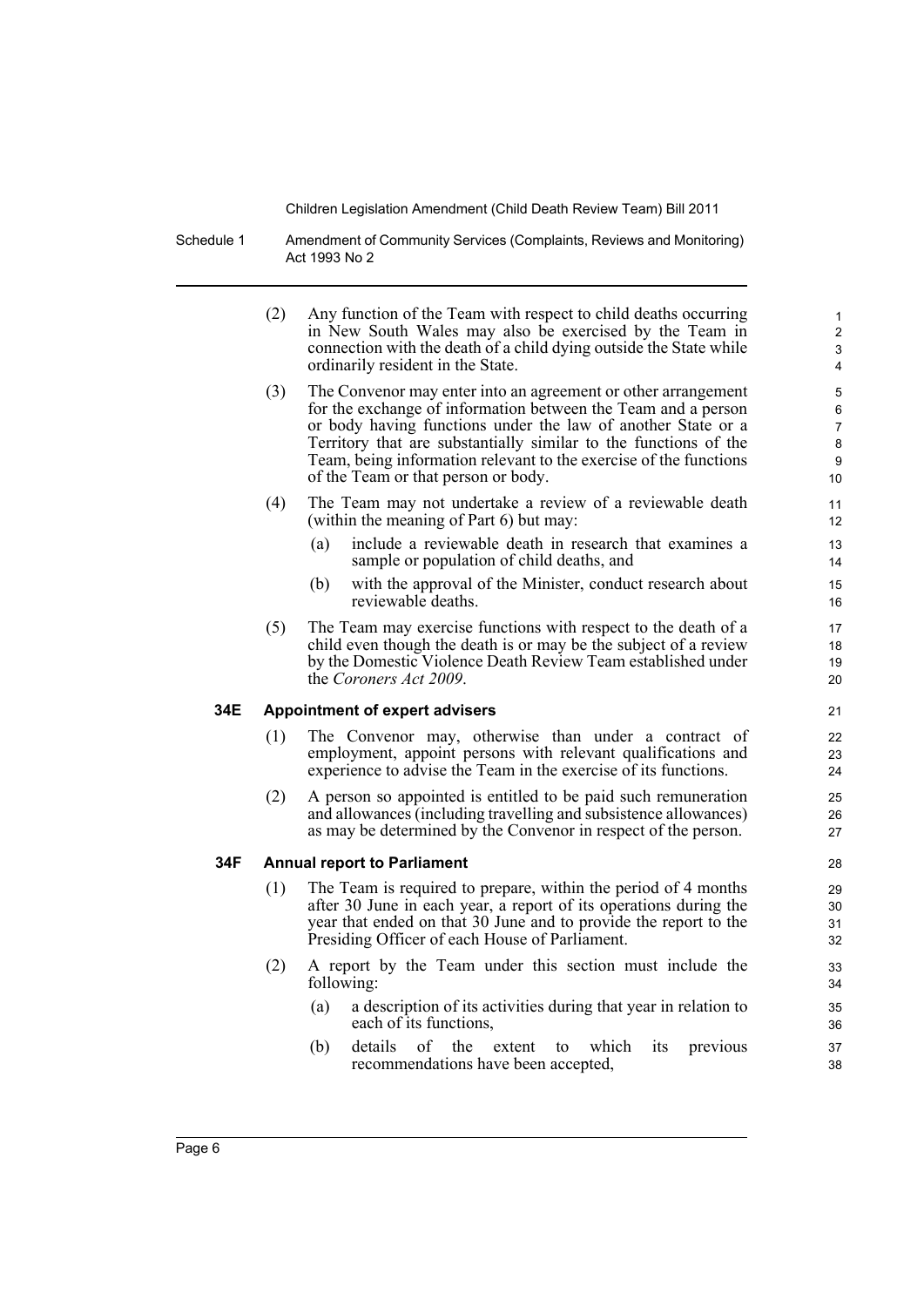(2) Any function of the Team with respect to child deaths occurring in New South Wales may also be exercised by the Team in connection with the death of a child dying outside the State while ordinarily resident in the State.

(3) The Convenor may enter into an agreement or other arrangement for the exchange of information between the Team and a person or body having functions under the law of another State or a Territory that are substantially similar to the functions of the Team, being information relevant to the exercise of the functions of the Team or that person or body.

(4) The Team may not undertake a review of a reviewable death (within the meaning of Part 6) but may:

- (a) include a reviewable death in research that examines a sample or population of child deaths, and
- (b) with the approval of the Minister, conduct research about reviewable deaths.

(5) The Team may exercise functions with respect to the death of a child even though the death is or may be the subject of a review by the Domestic Violence Death Review Team established under the *Coroners Act 2009*.

### 34E Appointment of expert advisers

(1) The Convenor may, otherwise than under a contract of employment, appoint persons with relevant qualifications and experience to advise the Team in the exercise of its functions.

(2) A person so appointed is entitled to be paid such remuneration and allowances (including travelling and subsistence allowances) as may be determined by the Convenor in respect of the person.

### 34F Annual report to Parliament

(1) The Team is required to prepare, within the period of 4 months after 30 June in each year, a report of its operations during the year that ended on that 30 June and to provide the report to the Presiding Officer of each House of Parliament.

(2) A report by the Team under this section must include the following:

- (a) a description of its activities during that year in relation to each of its functions,
- (b) details of the extent to which its previous recommendations have been accepted,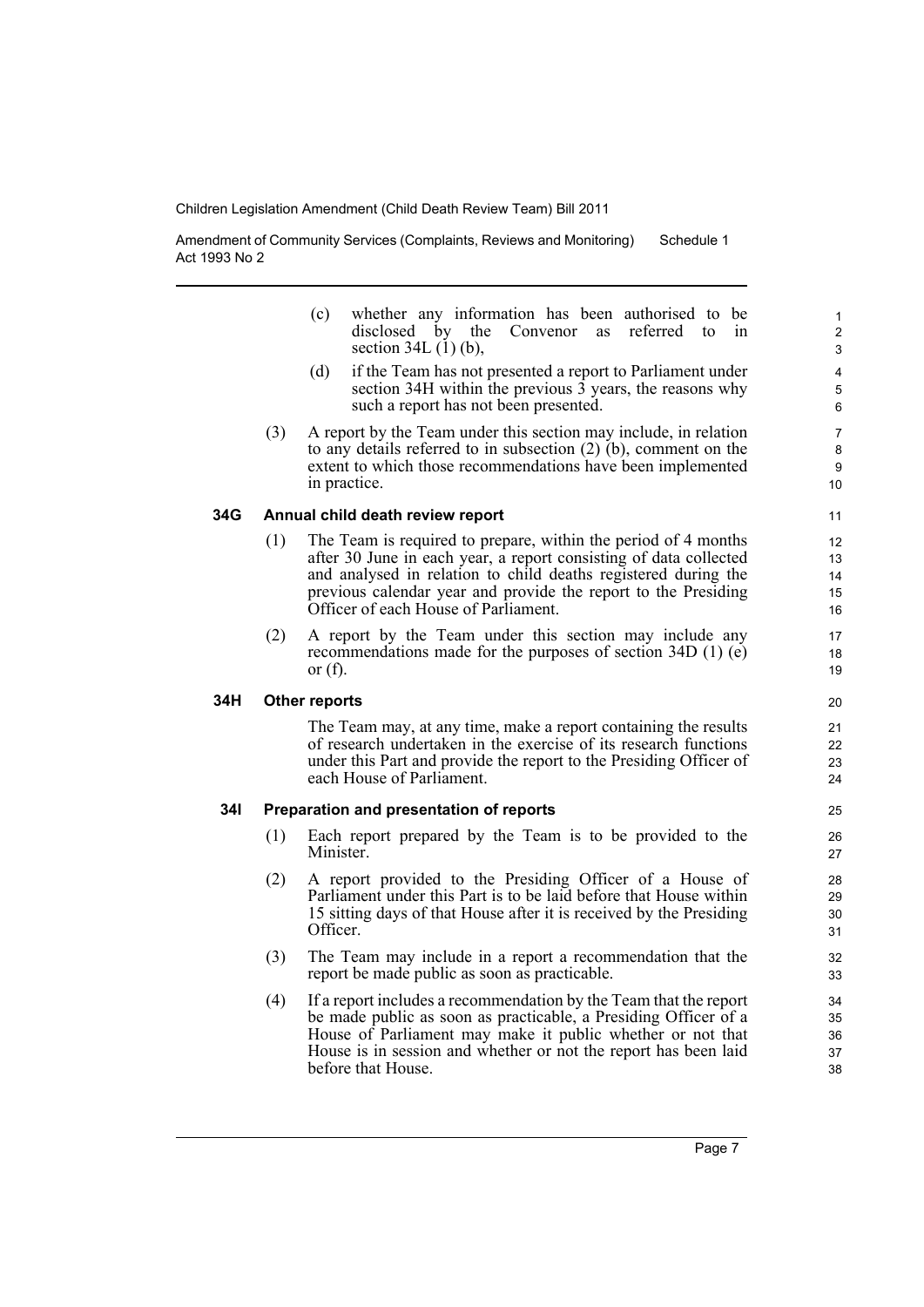(c) whether any information has been authorised to be disclosed by the Convenor as referred to in section 34L (1) (b),

(d) if the Team has not presented a report to Parliament under section 34H within the previous 3 years, the reasons why such a report has not been presented.

(3) A report by the Team under this section may include, in relation to any details referred to in subsection (2) (b), comment on the extent to which those recommendations have been implemented in practice.

### 34G Annual child death review report

(1) The Team is required to prepare, within the period of 4 months after 30 June in each year, a report consisting of data collected and analysed in relation to child deaths registered during the previous calendar year and provide the report to the Presiding Officer of each House of Parliament.

(2) A report by the Team under this section may include any recommendations made for the purposes of section 34D (1) (e) or (f).

### 34H Other reports

The Team may, at any time, make a report containing the results of research undertaken in the exercise of its research functions under this Part and provide the report to the Presiding Officer of each House of Parliament.

### 34I Preparation and presentation of reports

(1) Each report prepared by the Team is to be provided to the Minister.

(2) A report provided to the Presiding Officer of a House of Parliament under this Part is to be laid before that House within 15 sitting days of that House after it is received by the Presiding Officer.

(3) The Team may include in a report a recommendation that the report be made public as soon as practicable.

(4) If a report includes a recommendation by the Team that the report be made public as soon as practicable, a Presiding Officer of a House of Parliament may make it public whether or not that House is in session and whether or not the report has been laid before that House.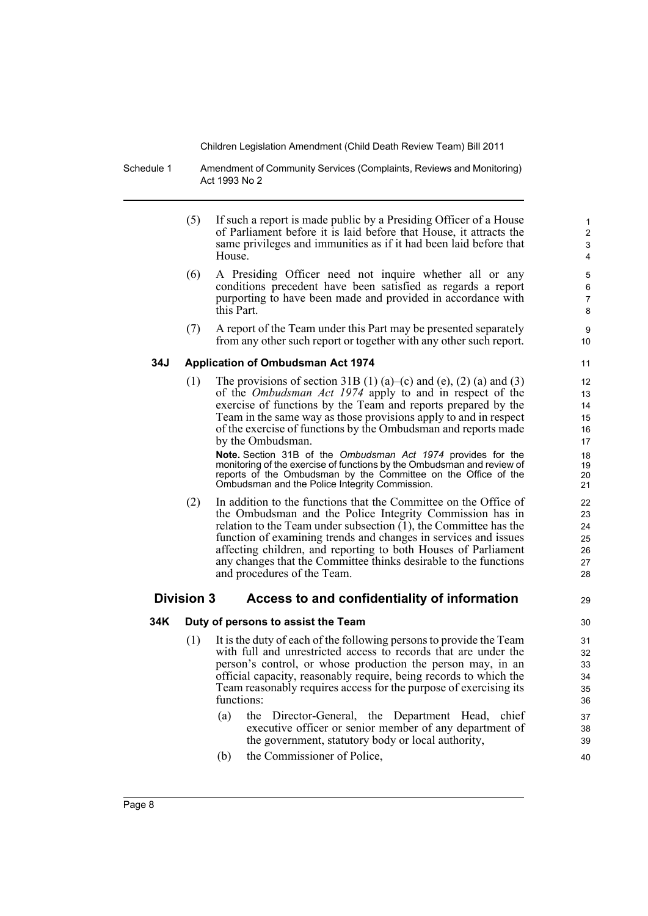(5) If such a report is made public by a Presiding Officer of a House of Parliament before it is laid before that House, it attracts the same privileges and immunities as if it had been laid before that House.

(6) A Presiding Officer need not inquire whether all or any conditions precedent have been satisfied as regards a report purporting to have been made and provided in accordance with this Part.

(7) A report of the Team under this Part may be presented separately from any other such report or together with any other such report.

### 34J Application of Ombudsman Act 1974

(1) The provisions of section 31B (1) (a)–(c) and (e), (2) (a) and (3) of the *Ombudsman Act 1974* apply to and in respect of the exercise of functions by the Team and reports prepared by the Team in the same way as those provisions apply to and in respect of the exercise of functions by the Ombudsman and reports made by the Ombudsman.

**Note.** Section 31B of the *Ombudsman Act 1974* provides for the monitoring of the exercise of functions by the Ombudsman and review of reports of the Ombudsman by the Committee on the Office of the Ombudsman and the Police Integrity Commission.

(2) In addition to the functions that the Committee on the Office of the Ombudsman and the Police Integrity Commission has in relation to the Team under subsection (1), the Committee has the function of examining trends and changes in services and issues affecting children, and reporting to both Houses of Parliament any changes that the Committee thinks desirable to the functions and procedures of the Team.

## Division 3 Access to and confidentiality of information

### 34K Duty of persons to assist the Team

(1) It is the duty of each of the following persons to provide the Team with full and unrestricted access to records that are under the person's control, or whose production the person may, in an official capacity, reasonably require, being records to which the Team reasonably requires access for the purpose of exercising its functions:

(a) the Director-General, the Department Head, chief executive officer or senior member of any department of the government, statutory body or local authority,

(b) the Commissioner of Police,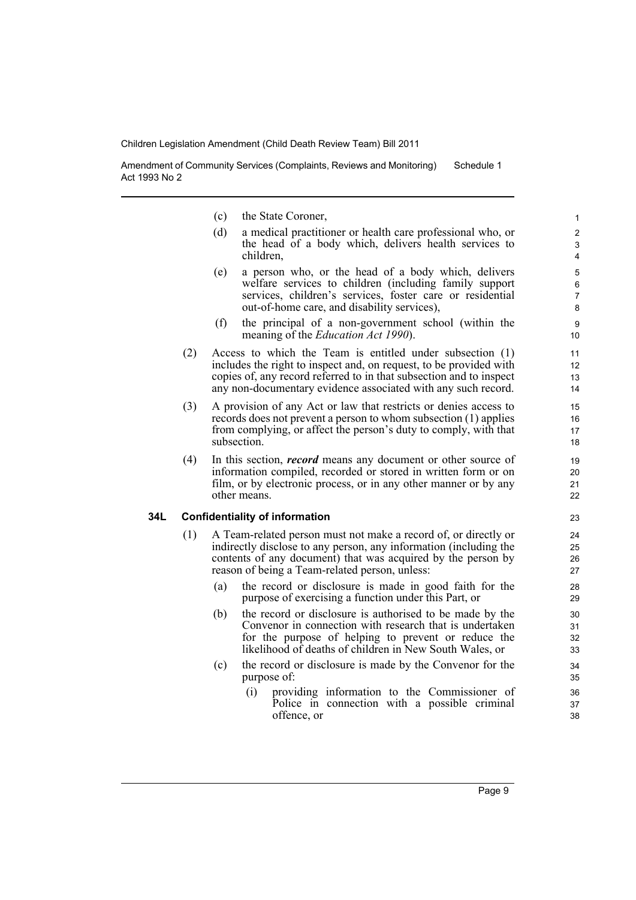(c) the State Coroner,

(d) a medical practitioner or health care professional who, or the head of a body which, delivers health services to children,

(e) a person who, or the head of a body which, delivers welfare services to children (including family support services, children's services, foster care or residential out-of-home care, and disability services),

(f) the principal of a non-government school (within the meaning of the *Education Act 1990*).

(2) Access to which the Team is entitled under subsection (1) includes the right to inspect and, on request, to be provided with copies of, any record referred to in that subsection and to inspect any non-documentary evidence associated with any such record.

(3) A provision of any Act or law that restricts or denies access to records does not prevent a person to whom subsection (1) applies from complying, or affect the person's duty to comply, with that subsection.

(4) In this section, ***record*** means any document or other source of information compiled, recorded or stored in written form or on film, or by electronic process, or in any other manner or by any other means.

### 34L Confidentiality of information

(1) A Team-related person must not make a record of, or directly or indirectly disclose to any person, any information (including the contents of any document) that was acquired by the person by reason of being a Team-related person, unless:

(a) the record or disclosure is made in good faith for the purpose of exercising a function under this Part, or

(b) the record or disclosure is authorised to be made by the Convenor in connection with research that is undertaken for the purpose of helping to prevent or reduce the likelihood of deaths of children in New South Wales, or

(c) the record or disclosure is made by the Convenor for the purpose of:

(i) providing information to the Commissioner of Police in connection with a possible criminal offence, or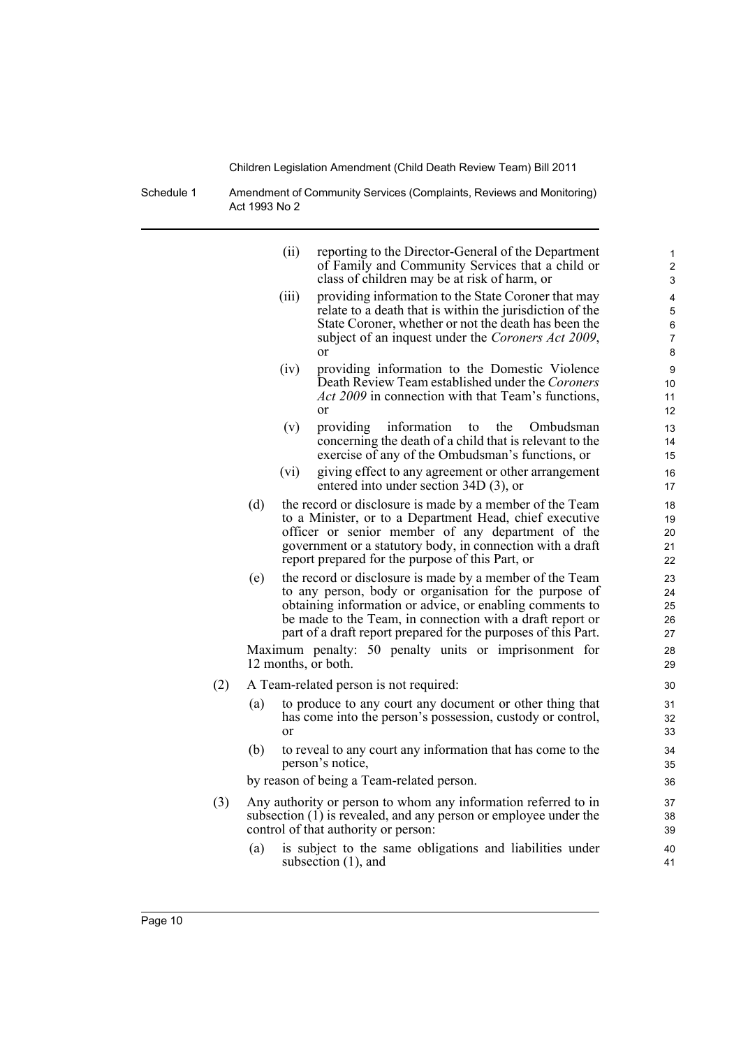(ii) reporting to the Director-General of the Department of Family and Community Services that a child or class of children may be at risk of harm, or

(iii) providing information to the State Coroner that may relate to a death that is within the jurisdiction of the State Coroner, whether or not the death has been the subject of an inquest under the *Coroners Act 2009*, or

(iv) providing information to the Domestic Violence Death Review Team established under the *Coroners Act 2009* in connection with that Team's functions, or

(v) providing information to the Ombudsman concerning the death of a child that is relevant to the exercise of any of the Ombudsman's functions, or

(vi) giving effect to any agreement or other arrangement entered into under section 34D (3), or

(d) the record or disclosure is made by a member of the Team to a Minister, or to a Department Head, chief executive officer or senior member of any department of the government or a statutory body, in connection with a draft report prepared for the purpose of this Part, or

(e) the record or disclosure is made by a member of the Team to any person, body or organisation for the purpose of obtaining information or advice, or enabling comments to be made to the Team, in connection with a draft report or part of a draft report prepared for the purposes of this Part.

Maximum penalty: 50 penalty units or imprisonment for 12 months, or both.

(2) A Team-related person is not required:

(a) to produce to any court any document or other thing that has come into the person's possession, custody or control, or

(b) to reveal to any court any information that has come to the person's notice,

by reason of being a Team-related person.

(3) Any authority or person to whom any information referred to in subsection (1) is revealed, and any person or employee under the control of that authority or person:

(a) is subject to the same obligations and liabilities under subsection (1), and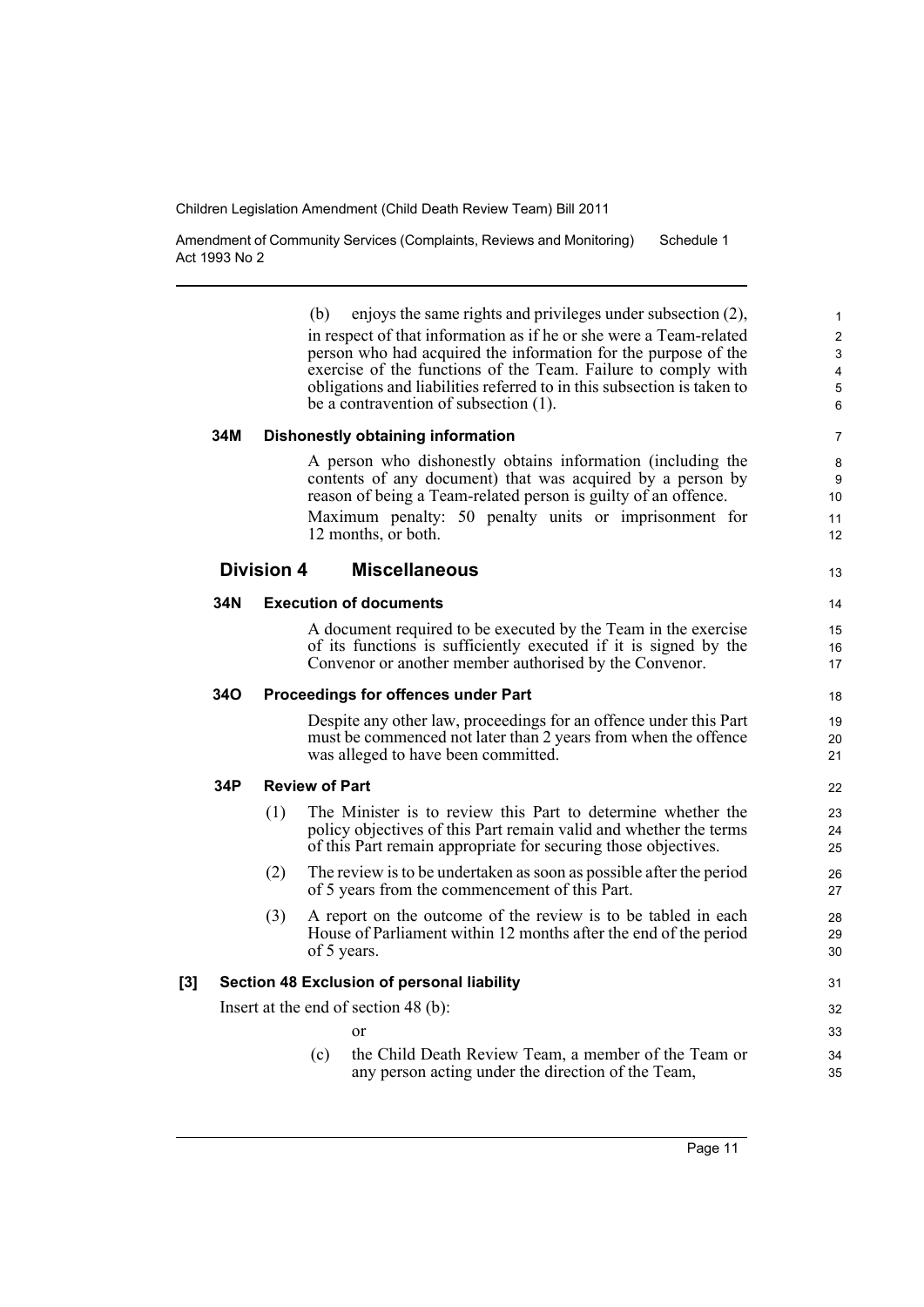(b) enjoys the same rights and privileges under subsection (2),

in respect of that information as if he or she were a Team-related person who had acquired the information for the purpose of the exercise of the functions of the Team. Failure to comply with obligations and liabilities referred to in this subsection is taken to be a contravention of subsection (1).

#### 34M Dishonestly obtaining information

A person who dishonestly obtains information (including the contents of any document) that was acquired by a person by reason of being a Team-related person is guilty of an offence.

Maximum penalty: 50 penalty units or imprisonment for 12 months, or both.

### Division 4 Miscellaneous

#### 34N Execution of documents

A document required to be executed by the Team in the exercise of its functions is sufficiently executed if it is signed by the Convenor or another member authorised by the Convenor.

#### 34O Proceedings for offences under Part

Despite any other law, proceedings for an offence under this Part must be commenced not later than 2 years from when the offence was alleged to have been committed.

#### 34P Review of Part

(1) The Minister is to review this Part to determine whether the policy objectives of this Part remain valid and whether the terms of this Part remain appropriate for securing those objectives.

(2) The review is to be undertaken as soon as possible after the period of 5 years from the commencement of this Part.

(3) A report on the outcome of the review is to be tabled in each House of Parliament within 12 months after the end of the period of 5 years.

#### [3] Section 48 Exclusion of personal liability

Insert at the end of section 48 (b):

or

(c) the Child Death Review Team, a member of the Team or any person acting under the direction of the Team,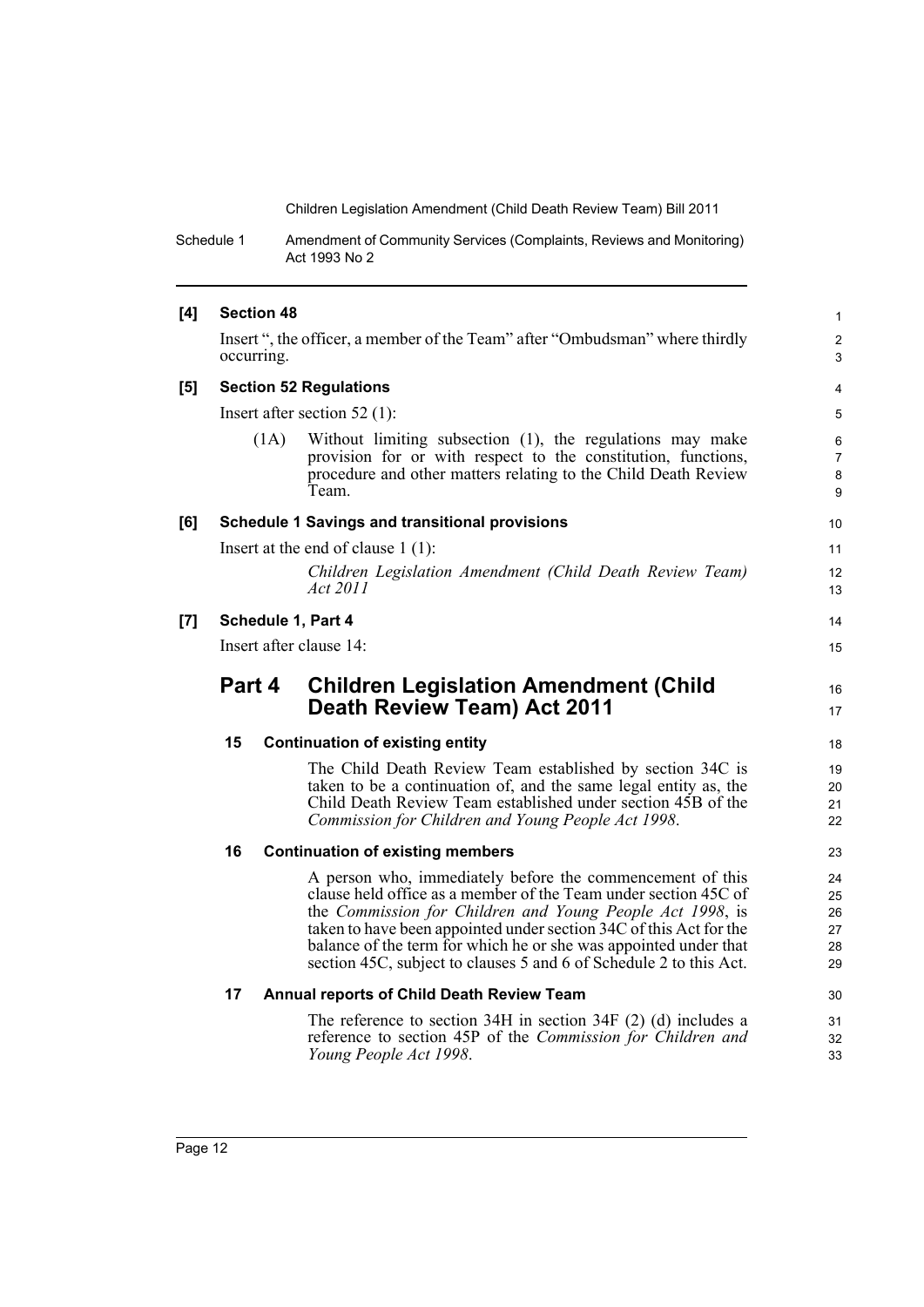**[4] Section 48**

Insert ", the officer, a member of the Team" after "Ombudsman" where thirdly occurring.

**[5] Section 52 Regulations**

Insert after section 52 (1):

(1A) Without limiting subsection (1), the regulations may make provision for or with respect to the constitution, functions, procedure and other matters relating to the Child Death Review Team.

**[6] Schedule 1 Savings and transitional provisions**

Insert at the end of clause 1 (1):

*Children Legislation Amendment (Child Death Review Team) Act 2011*

**[7] Schedule 1, Part 4**

Insert after clause 14:

## Part 4 Children Legislation Amendment (Child Death Review Team) Act 2011

### 15 Continuation of existing entity

The Child Death Review Team established by section 34C is taken to be a continuation of, and the same legal entity as, the Child Death Review Team established under section 45B of the *Commission for Children and Young People Act 1998*.

### 16 Continuation of existing members

A person who, immediately before the commencement of this clause held office as a member of the Team under section 45C of the *Commission for Children and Young People Act 1998*, is taken to have been appointed under section 34C of this Act for the balance of the term for which he or she was appointed under that section 45C, subject to clauses 5 and 6 of Schedule 2 to this Act.

### 17 Annual reports of Child Death Review Team

The reference to section 34H in section 34F (2) (d) includes a reference to section 45P of the *Commission for Children and Young People Act 1998*.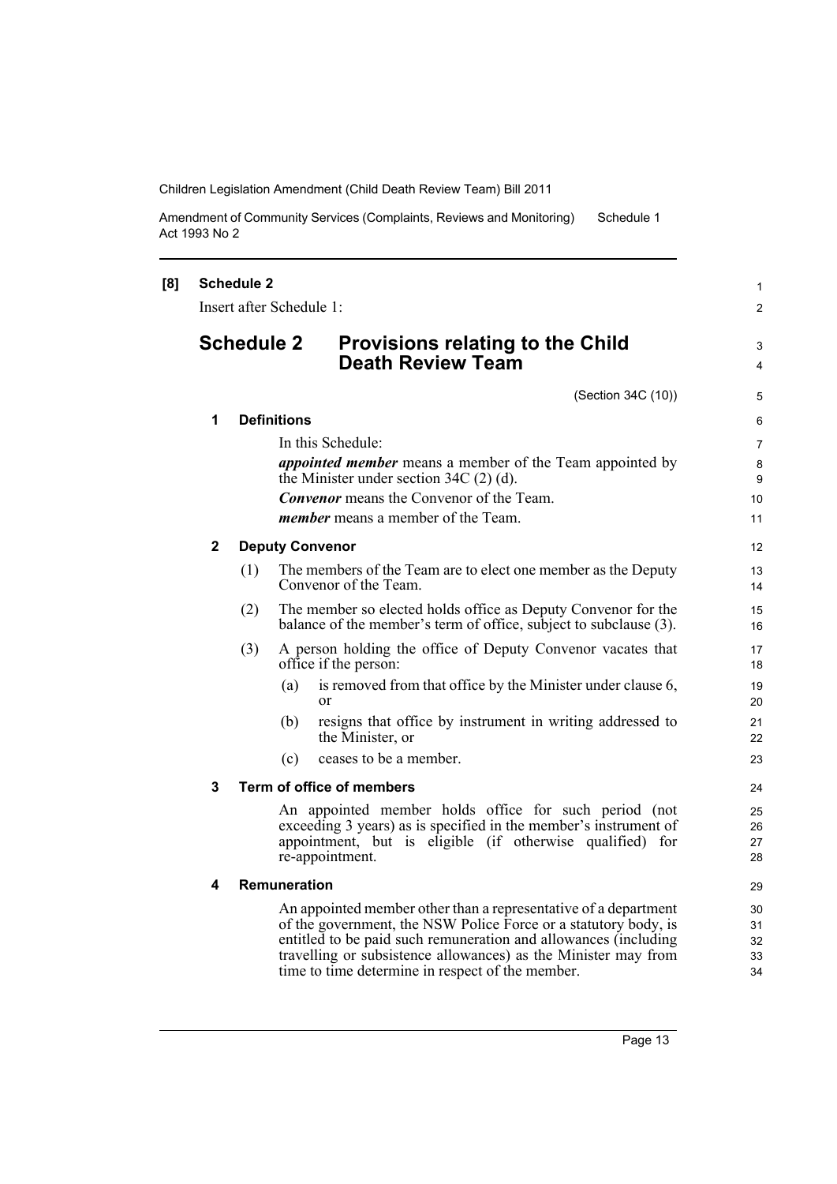**[8] Schedule 2**

Insert after Schedule 1:

## Schedule 2 Provisions relating to the Child Death Review Team

(Section 34C (10))

### 1 Definitions

In this Schedule:

***appointed member*** means a member of the Team appointed by the Minister under section 34C (2) (d).

***Convenor*** means the Convenor of the Team.

***member*** means a member of the Team.

### 2 Deputy Convenor

(1) The members of the Team are to elect one member as the Deputy Convenor of the Team.

(2) The member so elected holds office as Deputy Convenor for the balance of the member's term of office, subject to subclause (3).

(3) A person holding the office of Deputy Convenor vacates that office if the person:

- (a) is removed from that office by the Minister under clause 6, or
- (b) resigns that office by instrument in writing addressed to the Minister, or
- (c) ceases to be a member.

### 3 Term of office of members

An appointed member holds office for such period (not exceeding 3 years) as is specified in the member's instrument of appointment, but is eligible (if otherwise qualified) for re-appointment.

### 4 Remuneration

An appointed member other than a representative of a department of the government, the NSW Police Force or a statutory body, is entitled to be paid such remuneration and allowances (including travelling or subsistence allowances) as the Minister may from time to time determine in respect of the member.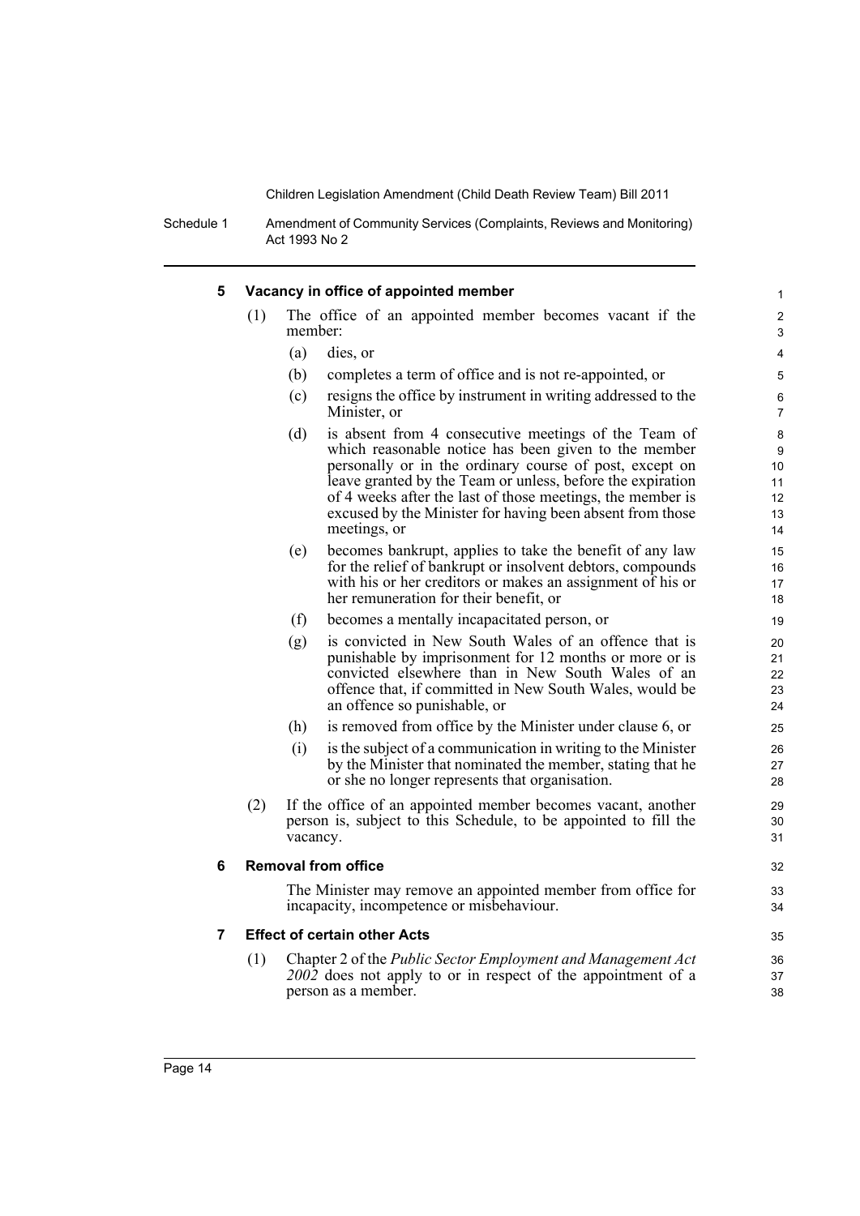## 5 Vacancy in office of appointed member

(1) The office of an appointed member becomes vacant if the member:

- (a) dies, or
- (b) completes a term of office and is not re-appointed, or
- (c) resigns the office by instrument in writing addressed to the Minister, or
- (d) is absent from 4 consecutive meetings of the Team of which reasonable notice has been given to the member personally or in the ordinary course of post, except on leave granted by the Team or unless, before the expiration of 4 weeks after the last of those meetings, the member is excused by the Minister for having been absent from those meetings, or
- (e) becomes bankrupt, applies to take the benefit of any law for the relief of bankrupt or insolvent debtors, compounds with his or her creditors or makes an assignment of his or her remuneration for their benefit, or
- (f) becomes a mentally incapacitated person, or
- (g) is convicted in New South Wales of an offence that is punishable by imprisonment for 12 months or more or is convicted elsewhere than in New South Wales of an offence that, if committed in New South Wales, would be an offence so punishable, or
- (h) is removed from office by the Minister under clause 6, or
- (i) is the subject of a communication in writing to the Minister by the Minister that nominated the member, stating that he or she no longer represents that organisation.

(2) If the office of an appointed member becomes vacant, another person is, subject to this Schedule, to be appointed to fill the vacancy.

## 6 Removal from office

The Minister may remove an appointed member from office for incapacity, incompetence or misbehaviour.

## 7 Effect of certain other Acts

(1) Chapter 2 of the *Public Sector Employment and Management Act 2002* does not apply to or in respect of the appointment of a person as a member.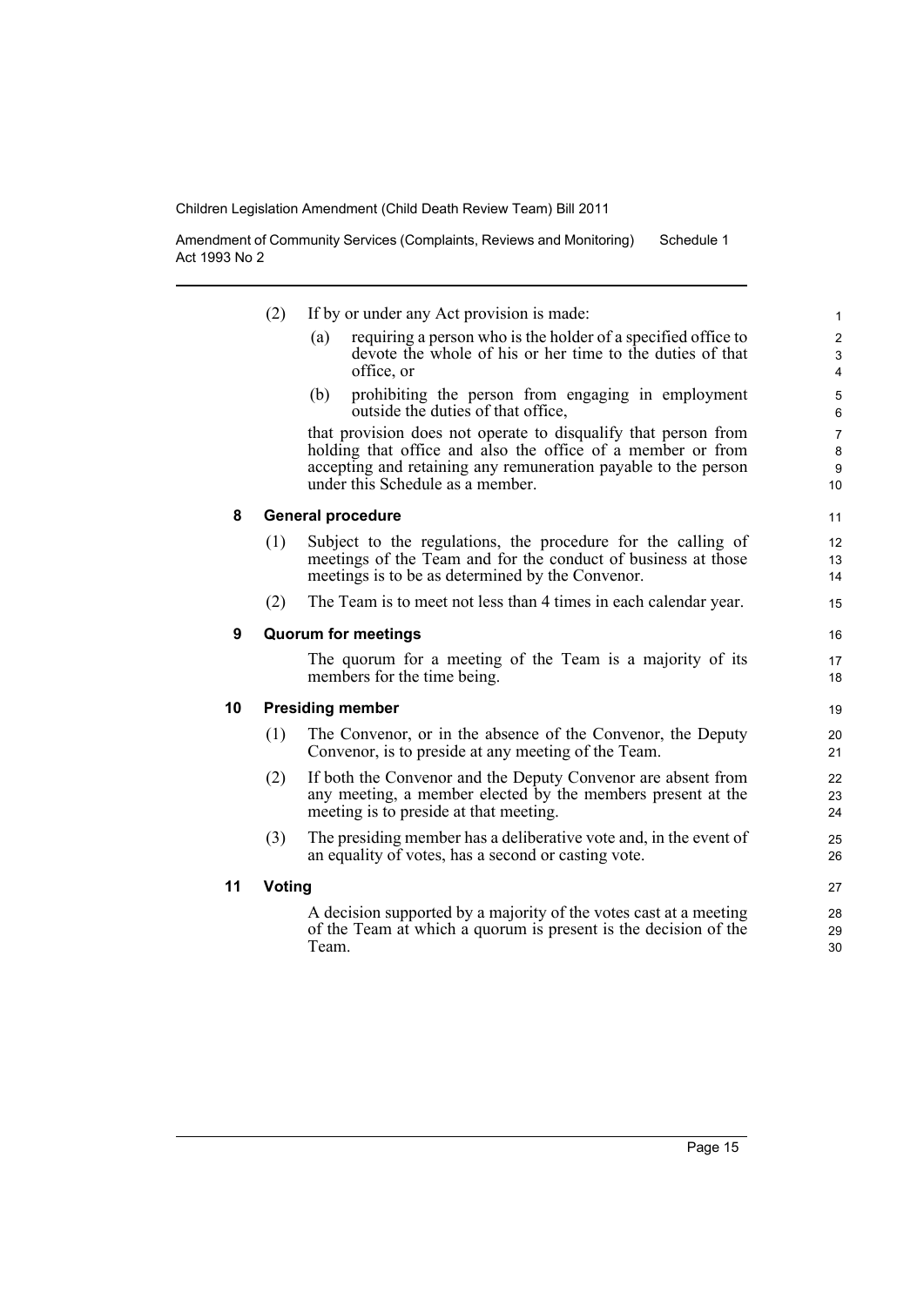(2) If by or under any Act provision is made:

(a) requiring a person who is the holder of a specified office to devote the whole of his or her time to the duties of that office, or

(b) prohibiting the person from engaging in employment outside the duties of that office,

that provision does not operate to disqualify that person from holding that office and also the office of a member or from accepting and retaining any remuneration payable to the person under this Schedule as a member.

### 8 General procedure

(1) Subject to the regulations, the procedure for the calling of meetings of the Team and for the conduct of business at those meetings is to be as determined by the Convenor.

(2) The Team is to meet not less than 4 times in each calendar year.

### 9 Quorum for meetings

The quorum for a meeting of the Team is a majority of its members for the time being.

### 10 Presiding member

(1) The Convenor, or in the absence of the Convenor, the Deputy Convenor, is to preside at any meeting of the Team.

(2) If both the Convenor and the Deputy Convenor are absent from any meeting, a member elected by the members present at the meeting is to preside at that meeting.

(3) The presiding member has a deliberative vote and, in the event of an equality of votes, has a second or casting vote.

### 11 Voting

A decision supported by a majority of the votes cast at a meeting of the Team at which a quorum is present is the decision of the Team.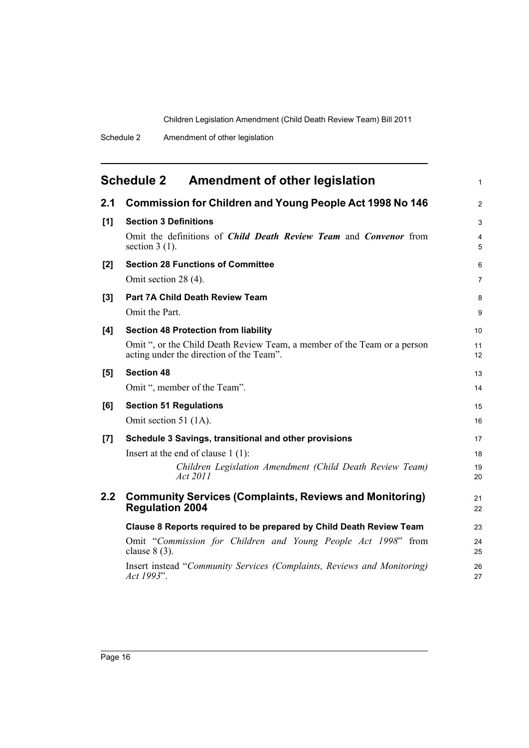## Schedule 2 Amendment of other legislation

### 2.1 Commission for Children and Young People Act 1998 No 146

**[1] Section 3 Definitions**

Omit the definitions of ***Child Death Review Team*** and ***Convenor*** from section 3 (1).

**[2] Section 28 Functions of Committee**

Omit section 28 (4).

**[3] Part 7A Child Death Review Team**

Omit the Part.

**[4] Section 48 Protection from liability**

Omit ", or the Child Death Review Team, a member of the Team or a person acting under the direction of the Team".

**[5] Section 48**

Omit ", member of the Team".

**[6] Section 51 Regulations**

Omit section 51 (1A).

**[7] Schedule 3 Savings, transitional and other provisions**

Insert at the end of clause 1 (1):

> *Children Legislation Amendment (Child Death Review Team) Act 2011*

### 2.2 Community Services (Complaints, Reviews and Monitoring) Regulation 2004

**Clause 8 Reports required to be prepared by Child Death Review Team**

Omit "*Commission for Children and Young People Act 1998*" from clause 8 (3).

Insert instead "*Community Services (Complaints, Reviews and Monitoring) Act 1993*".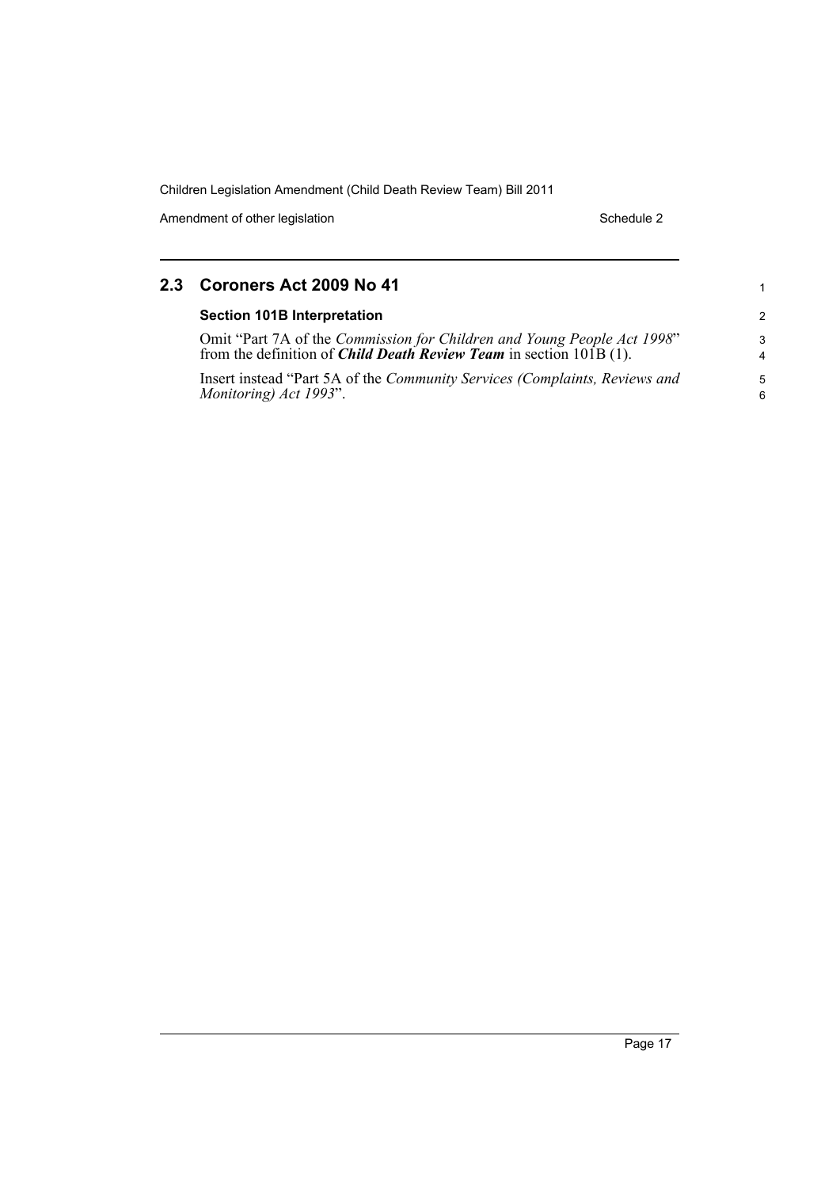## 2.3 Coroners Act 2009 No 41

### Section 101B Interpretation

Omit "Part 7A of the *Commission for Children and Young People Act 1998*" from the definition of ***Child Death Review Team*** in section 101B (1).

Insert instead "Part 5A of the *Community Services (Complaints, Reviews and Monitoring) Act 1993*".